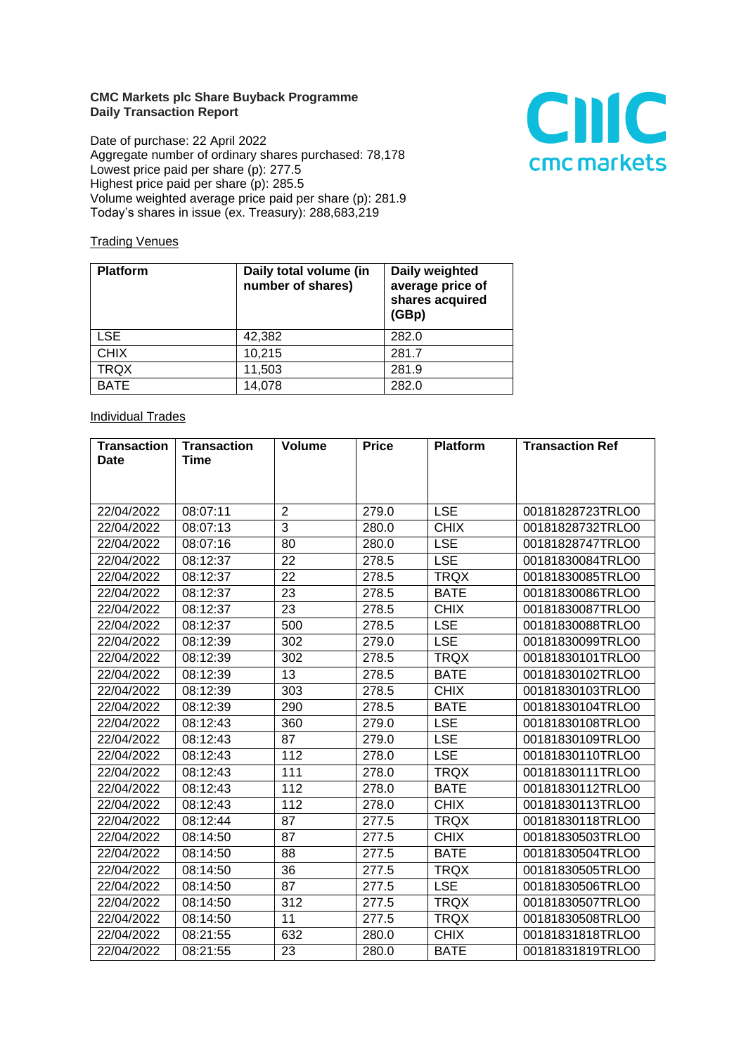**CMC Markets plc Share Buyback Programme**
**Daily Transaction Report**

Date of purchase: 22 April 2022
Aggregate number of ordinary shares purchased: 78,178
Lowest price paid per share (p): 277.5
Highest price paid per share (p): 285.5
Volume weighted average price paid per share (p): 281.9
Today's shares in issue (ex. Treasury): 288,683,219

Trading Venues

| Platform | Daily total volume (in number of shares) | Daily weighted average price of shares acquired (GBp) |
|---|---|---|
| LSE | 42,382 | 282.0 |
| CHIX | 10,215 | 281.7 |
| TRQX | 11,503 | 281.9 |
| BATE | 14,078 | 282.0 |

Individual Trades

| Transaction Date | Transaction Time | Volume | Price | Platform | Transaction Ref |
|---|---|---|---|---|---|
| 22/04/2022 | 08:07:11 | 2 | 279.0 | LSE | 00181828723TRLO0 |
| 22/04/2022 | 08:07:13 | 3 | 280.0 | CHIX | 00181828732TRLO0 |
| 22/04/2022 | 08:07:16 | 80 | 280.0 | LSE | 00181828747TRLO0 |
| 22/04/2022 | 08:12:37 | 22 | 278.5 | LSE | 00181830084TRLO0 |
| 22/04/2022 | 08:12:37 | 22 | 278.5 | TRQX | 00181830085TRLO0 |
| 22/04/2022 | 08:12:37 | 23 | 278.5 | BATE | 00181830086TRLO0 |
| 22/04/2022 | 08:12:37 | 23 | 278.5 | CHIX | 00181830087TRLO0 |
| 22/04/2022 | 08:12:37 | 500 | 278.5 | LSE | 00181830088TRLO0 |
| 22/04/2022 | 08:12:39 | 302 | 279.0 | LSE | 00181830099TRLO0 |
| 22/04/2022 | 08:12:39 | 302 | 278.5 | TRQX | 00181830101TRLO0 |
| 22/04/2022 | 08:12:39 | 13 | 278.5 | BATE | 00181830102TRLO0 |
| 22/04/2022 | 08:12:39 | 303 | 278.5 | CHIX | 00181830103TRLO0 |
| 22/04/2022 | 08:12:39 | 290 | 278.5 | BATE | 00181830104TRLO0 |
| 22/04/2022 | 08:12:43 | 360 | 279.0 | LSE | 00181830108TRLO0 |
| 22/04/2022 | 08:12:43 | 87 | 279.0 | LSE | 00181830109TRLO0 |
| 22/04/2022 | 08:12:43 | 112 | 278.0 | LSE | 00181830110TRLO0 |
| 22/04/2022 | 08:12:43 | 111 | 278.0 | TRQX | 00181830111TRLO0 |
| 22/04/2022 | 08:12:43 | 112 | 278.0 | BATE | 00181830112TRLO0 |
| 22/04/2022 | 08:12:43 | 112 | 278.0 | CHIX | 00181830113TRLO0 |
| 22/04/2022 | 08:12:44 | 87 | 277.5 | TRQX | 00181830118TRLO0 |
| 22/04/2022 | 08:14:50 | 87 | 277.5 | CHIX | 00181830503TRLO0 |
| 22/04/2022 | 08:14:50 | 88 | 277.5 | BATE | 00181830504TRLO0 |
| 22/04/2022 | 08:14:50 | 36 | 277.5 | TRQX | 00181830505TRLO0 |
| 22/04/2022 | 08:14:50 | 87 | 277.5 | LSE | 00181830506TRLO0 |
| 22/04/2022 | 08:14:50 | 312 | 277.5 | TRQX | 00181830507TRLO0 |
| 22/04/2022 | 08:14:50 | 11 | 277.5 | TRQX | 00181830508TRLO0 |
| 22/04/2022 | 08:21:55 | 632 | 280.0 | CHIX | 00181831818TRLO0 |
| 22/04/2022 | 08:21:55 | 23 | 280.0 | BATE | 00181831819TRLO0 |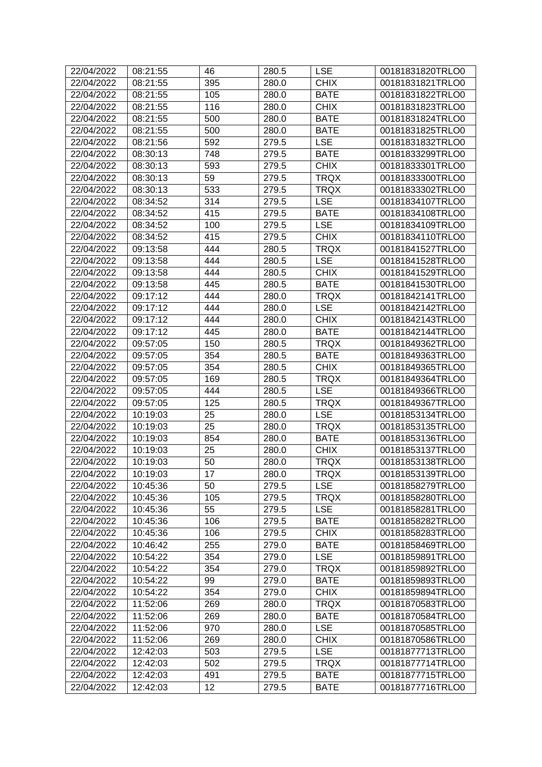| 22/04/2022 | 08:21:55 | 46 | 280.5 | LSE | 00181831820TRLO0 |
|---|---|---|---|---|---|
| 22/04/2022 | 08:21:55 | 395 | 280.0 | CHIX | 00181831821TRLO0 |
| 22/04/2022 | 08:21:55 | 105 | 280.0 | BATE | 00181831822TRLO0 |
| 22/04/2022 | 08:21:55 | 116 | 280.0 | CHIX | 00181831823TRLO0 |
| 22/04/2022 | 08:21:55 | 500 | 280.0 | BATE | 00181831824TRLO0 |
| 22/04/2022 | 08:21:55 | 500 | 280.0 | BATE | 00181831825TRLO0 |
| 22/04/2022 | 08:21:56 | 592 | 279.5 | LSE | 00181831832TRLO0 |
| 22/04/2022 | 08:30:13 | 748 | 279.5 | BATE | 00181833299TRLO0 |
| 22/04/2022 | 08:30:13 | 593 | 279.5 | CHIX | 00181833301TRLO0 |
| 22/04/2022 | 08:30:13 | 59 | 279.5 | TRQX | 00181833300TRLO0 |
| 22/04/2022 | 08:30:13 | 533 | 279.5 | TRQX | 00181833302TRLO0 |
| 22/04/2022 | 08:34:52 | 314 | 279.5 | LSE | 00181834107TRLO0 |
| 22/04/2022 | 08:34:52 | 415 | 279.5 | BATE | 00181834108TRLO0 |
| 22/04/2022 | 08:34:52 | 100 | 279.5 | LSE | 00181834109TRLO0 |
| 22/04/2022 | 08:34:52 | 415 | 279.5 | CHIX | 00181834110TRLO0 |
| 22/04/2022 | 09:13:58 | 444 | 280.5 | TRQX | 00181841527TRLO0 |
| 22/04/2022 | 09:13:58 | 444 | 280.5 | LSE | 00181841528TRLO0 |
| 22/04/2022 | 09:13:58 | 444 | 280.5 | CHIX | 00181841529TRLO0 |
| 22/04/2022 | 09:13:58 | 445 | 280.5 | BATE | 00181841530TRLO0 |
| 22/04/2022 | 09:17:12 | 444 | 280.0 | TRQX | 00181842141TRLO0 |
| 22/04/2022 | 09:17:12 | 444 | 280.0 | LSE | 00181842142TRLO0 |
| 22/04/2022 | 09:17:12 | 444 | 280.0 | CHIX | 00181842143TRLO0 |
| 22/04/2022 | 09:17:12 | 445 | 280.0 | BATE | 00181842144TRLO0 |
| 22/04/2022 | 09:57:05 | 150 | 280.5 | TRQX | 00181849362TRLO0 |
| 22/04/2022 | 09:57:05 | 354 | 280.5 | BATE | 00181849363TRLO0 |
| 22/04/2022 | 09:57:05 | 354 | 280.5 | CHIX | 00181849365TRLO0 |
| 22/04/2022 | 09:57:05 | 169 | 280.5 | TRQX | 00181849364TRLO0 |
| 22/04/2022 | 09:57:05 | 444 | 280.5 | LSE | 00181849366TRLO0 |
| 22/04/2022 | 09:57:05 | 125 | 280.5 | TRQX | 00181849367TRLO0 |
| 22/04/2022 | 10:19:03 | 25 | 280.0 | LSE | 00181853134TRLO0 |
| 22/04/2022 | 10:19:03 | 25 | 280.0 | TRQX | 00181853135TRLO0 |
| 22/04/2022 | 10:19:03 | 854 | 280.0 | BATE | 00181853136TRLO0 |
| 22/04/2022 | 10:19:03 | 25 | 280.0 | CHIX | 00181853137TRLO0 |
| 22/04/2022 | 10:19:03 | 50 | 280.0 | TRQX | 00181853138TRLO0 |
| 22/04/2022 | 10:19:03 | 17 | 280.0 | TRQX | 00181853139TRLO0 |
| 22/04/2022 | 10:45:36 | 50 | 279.5 | LSE | 00181858279TRLO0 |
| 22/04/2022 | 10:45:36 | 105 | 279.5 | TRQX | 00181858280TRLO0 |
| 22/04/2022 | 10:45:36 | 55 | 279.5 | LSE | 00181858281TRLO0 |
| 22/04/2022 | 10:45:36 | 106 | 279.5 | BATE | 00181858282TRLO0 |
| 22/04/2022 | 10:45:36 | 106 | 279.5 | CHIX | 00181858283TRLO0 |
| 22/04/2022 | 10:46:42 | 255 | 279.0 | BATE | 00181858469TRLO0 |
| 22/04/2022 | 10:54:22 | 354 | 279.0 | LSE | 00181859891TRLO0 |
| 22/04/2022 | 10:54:22 | 354 | 279.0 | TRQX | 00181859892TRLO0 |
| 22/04/2022 | 10:54:22 | 99 | 279.0 | BATE | 00181859893TRLO0 |
| 22/04/2022 | 10:54:22 | 354 | 279.0 | CHIX | 00181859894TRLO0 |
| 22/04/2022 | 11:52:06 | 269 | 280.0 | TRQX | 00181870583TRLO0 |
| 22/04/2022 | 11:52:06 | 269 | 280.0 | BATE | 00181870584TRLO0 |
| 22/04/2022 | 11:52:06 | 970 | 280.0 | LSE | 00181870585TRLO0 |
| 22/04/2022 | 11:52:06 | 269 | 280.0 | CHIX | 00181870586TRLO0 |
| 22/04/2022 | 12:42:03 | 503 | 279.5 | LSE | 00181877713TRLO0 |
| 22/04/2022 | 12:42:03 | 502 | 279.5 | TRQX | 00181877714TRLO0 |
| 22/04/2022 | 12:42:03 | 491 | 279.5 | BATE | 00181877715TRLO0 |
| 22/04/2022 | 12:42:03 | 12 | 279.5 | BATE | 00181877716TRLO0 |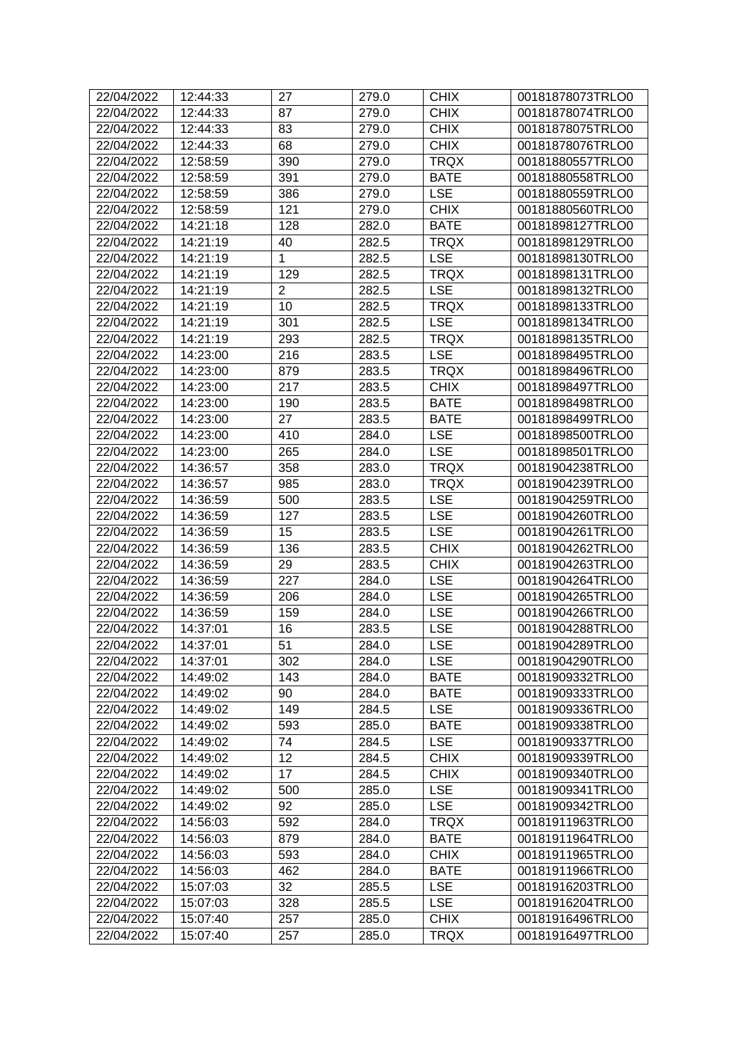| | | | | | |
|---|---|---|---|---|---|
| 22/04/2022 | 12:44:33 | 27 | 279.0 | CHIX | 00181878073TRLO0 |
| 22/04/2022 | 12:44:33 | 87 | 279.0 | CHIX | 00181878074TRLO0 |
| 22/04/2022 | 12:44:33 | 83 | 279.0 | CHIX | 00181878075TRLO0 |
| 22/04/2022 | 12:44:33 | 68 | 279.0 | CHIX | 00181878076TRLO0 |
| 22/04/2022 | 12:58:59 | 390 | 279.0 | TRQX | 00181880557TRLO0 |
| 22/04/2022 | 12:58:59 | 391 | 279.0 | BATE | 00181880558TRLO0 |
| 22/04/2022 | 12:58:59 | 386 | 279.0 | LSE | 00181880559TRLO0 |
| 22/04/2022 | 12:58:59 | 121 | 279.0 | CHIX | 00181880560TRLO0 |
| 22/04/2022 | 14:21:18 | 128 | 282.0 | BATE | 00181898127TRLO0 |
| 22/04/2022 | 14:21:19 | 40 | 282.5 | TRQX | 00181898129TRLO0 |
| 22/04/2022 | 14:21:19 | 1 | 282.5 | LSE | 00181898130TRLO0 |
| 22/04/2022 | 14:21:19 | 129 | 282.5 | TRQX | 00181898131TRLO0 |
| 22/04/2022 | 14:21:19 | 2 | 282.5 | LSE | 00181898132TRLO0 |
| 22/04/2022 | 14:21:19 | 10 | 282.5 | TRQX | 00181898133TRLO0 |
| 22/04/2022 | 14:21:19 | 301 | 282.5 | LSE | 00181898134TRLO0 |
| 22/04/2022 | 14:21:19 | 293 | 282.5 | TRQX | 00181898135TRLO0 |
| 22/04/2022 | 14:23:00 | 216 | 283.5 | LSE | 00181898495TRLO0 |
| 22/04/2022 | 14:23:00 | 879 | 283.5 | TRQX | 00181898496TRLO0 |
| 22/04/2022 | 14:23:00 | 217 | 283.5 | CHIX | 00181898497TRLO0 |
| 22/04/2022 | 14:23:00 | 190 | 283.5 | BATE | 00181898498TRLO0 |
| 22/04/2022 | 14:23:00 | 27 | 283.5 | BATE | 00181898499TRLO0 |
| 22/04/2022 | 14:23:00 | 410 | 284.0 | LSE | 00181898500TRLO0 |
| 22/04/2022 | 14:23:00 | 265 | 284.0 | LSE | 00181898501TRLO0 |
| 22/04/2022 | 14:36:57 | 358 | 283.0 | TRQX | 00181904238TRLO0 |
| 22/04/2022 | 14:36:57 | 985 | 283.0 | TRQX | 00181904239TRLO0 |
| 22/04/2022 | 14:36:59 | 500 | 283.5 | LSE | 00181904259TRLO0 |
| 22/04/2022 | 14:36:59 | 127 | 283.5 | LSE | 00181904260TRLO0 |
| 22/04/2022 | 14:36:59 | 15 | 283.5 | LSE | 00181904261TRLO0 |
| 22/04/2022 | 14:36:59 | 136 | 283.5 | CHIX | 00181904262TRLO0 |
| 22/04/2022 | 14:36:59 | 29 | 283.5 | CHIX | 00181904263TRLO0 |
| 22/04/2022 | 14:36:59 | 227 | 284.0 | LSE | 00181904264TRLO0 |
| 22/04/2022 | 14:36:59 | 206 | 284.0 | LSE | 00181904265TRLO0 |
| 22/04/2022 | 14:36:59 | 159 | 284.0 | LSE | 00181904266TRLO0 |
| 22/04/2022 | 14:37:01 | 16 | 283.5 | LSE | 00181904288TRLO0 |
| 22/04/2022 | 14:37:01 | 51 | 284.0 | LSE | 00181904289TRLO0 |
| 22/04/2022 | 14:37:01 | 302 | 284.0 | LSE | 00181904290TRLO0 |
| 22/04/2022 | 14:49:02 | 143 | 284.0 | BATE | 00181909332TRLO0 |
| 22/04/2022 | 14:49:02 | 90 | 284.0 | BATE | 00181909333TRLO0 |
| 22/04/2022 | 14:49:02 | 149 | 284.5 | LSE | 00181909336TRLO0 |
| 22/04/2022 | 14:49:02 | 593 | 285.0 | BATE | 00181909338TRLO0 |
| 22/04/2022 | 14:49:02 | 74 | 284.5 | LSE | 00181909337TRLO0 |
| 22/04/2022 | 14:49:02 | 12 | 284.5 | CHIX | 00181909339TRLO0 |
| 22/04/2022 | 14:49:02 | 17 | 284.5 | CHIX | 00181909340TRLO0 |
| 22/04/2022 | 14:49:02 | 500 | 285.0 | LSE | 00181909341TRLO0 |
| 22/04/2022 | 14:49:02 | 92 | 285.0 | LSE | 00181909342TRLO0 |
| 22/04/2022 | 14:56:03 | 592 | 284.0 | TRQX | 00181911963TRLO0 |
| 22/04/2022 | 14:56:03 | 879 | 284.0 | BATE | 00181911964TRLO0 |
| 22/04/2022 | 14:56:03 | 593 | 284.0 | CHIX | 00181911965TRLO0 |
| 22/04/2022 | 14:56:03 | 462 | 284.0 | BATE | 00181911966TRLO0 |
| 22/04/2022 | 15:07:03 | 32 | 285.5 | LSE | 00181916203TRLO0 |
| 22/04/2022 | 15:07:03 | 328 | 285.5 | LSE | 00181916204TRLO0 |
| 22/04/2022 | 15:07:40 | 257 | 285.0 | CHIX | 00181916496TRLO0 |
| 22/04/2022 | 15:07:40 | 257 | 285.0 | TRQX | 00181916497TRLO0 |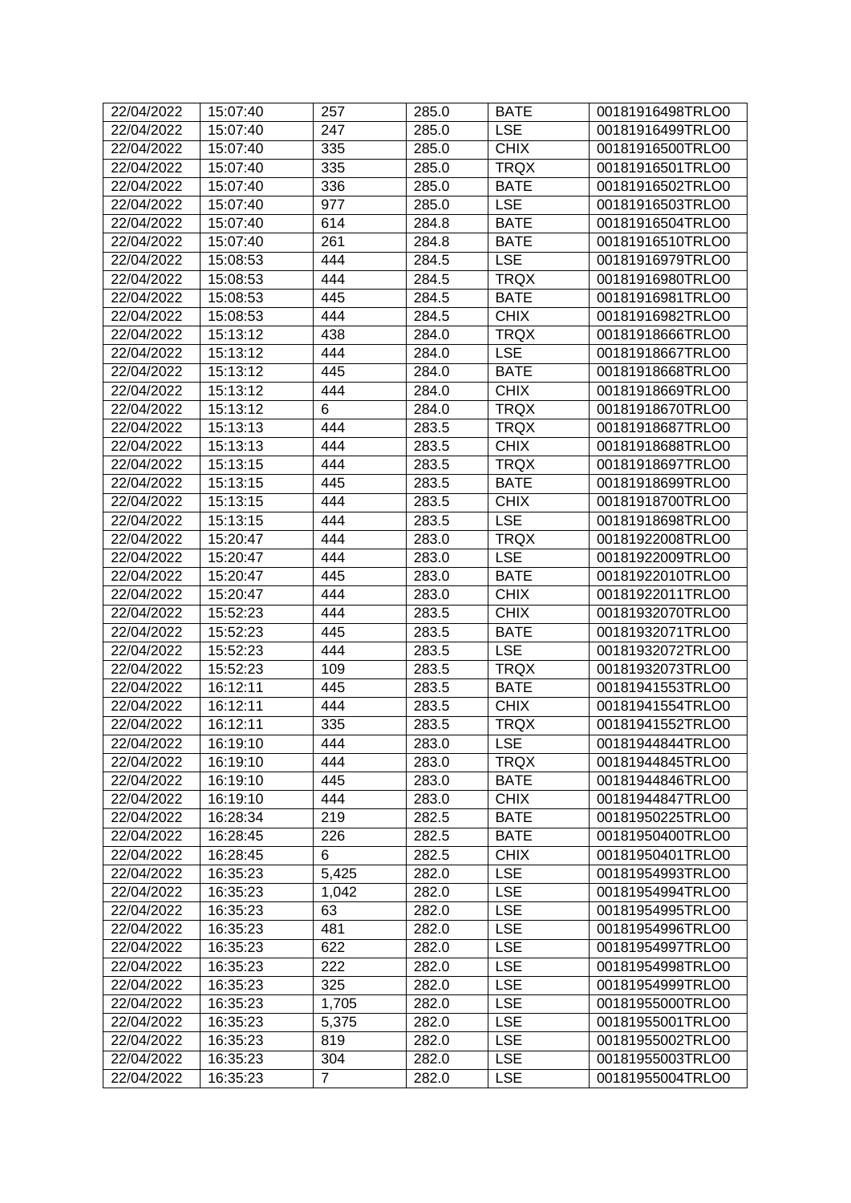| 22/04/2022 | 15:07:40 | 257 | 285.0 | BATE | 00181916498TRLO0 |
|---|---|---|---|---|---|
| 22/04/2022 | 15:07:40 | 247 | 285.0 | LSE | 00181916499TRLO0 |
| 22/04/2022 | 15:07:40 | 335 | 285.0 | CHIX | 00181916500TRLO0 |
| 22/04/2022 | 15:07:40 | 335 | 285.0 | TRQX | 00181916501TRLO0 |
| 22/04/2022 | 15:07:40 | 336 | 285.0 | BATE | 00181916502TRLO0 |
| 22/04/2022 | 15:07:40 | 977 | 285.0 | LSE | 00181916503TRLO0 |
| 22/04/2022 | 15:07:40 | 614 | 284.8 | BATE | 00181916504TRLO0 |
| 22/04/2022 | 15:07:40 | 261 | 284.8 | BATE | 00181916510TRLO0 |
| 22/04/2022 | 15:08:53 | 444 | 284.5 | LSE | 00181916979TRLO0 |
| 22/04/2022 | 15:08:53 | 444 | 284.5 | TRQX | 00181916980TRLO0 |
| 22/04/2022 | 15:08:53 | 445 | 284.5 | BATE | 00181916981TRLO0 |
| 22/04/2022 | 15:08:53 | 444 | 284.5 | CHIX | 00181916982TRLO0 |
| 22/04/2022 | 15:13:12 | 438 | 284.0 | TRQX | 00181918666TRLO0 |
| 22/04/2022 | 15:13:12 | 444 | 284.0 | LSE | 00181918667TRLO0 |
| 22/04/2022 | 15:13:12 | 445 | 284.0 | BATE | 00181918668TRLO0 |
| 22/04/2022 | 15:13:12 | 444 | 284.0 | CHIX | 00181918669TRLO0 |
| 22/04/2022 | 15:13:12 | 6 | 284.0 | TRQX | 00181918670TRLO0 |
| 22/04/2022 | 15:13:13 | 444 | 283.5 | TRQX | 00181918687TRLO0 |
| 22/04/2022 | 15:13:13 | 444 | 283.5 | CHIX | 00181918688TRLO0 |
| 22/04/2022 | 15:13:15 | 444 | 283.5 | TRQX | 00181918697TRLO0 |
| 22/04/2022 | 15:13:15 | 445 | 283.5 | BATE | 00181918699TRLO0 |
| 22/04/2022 | 15:13:15 | 444 | 283.5 | CHIX | 00181918700TRLO0 |
| 22/04/2022 | 15:13:15 | 444 | 283.5 | LSE | 00181918698TRLO0 |
| 22/04/2022 | 15:20:47 | 444 | 283.0 | TRQX | 00181922008TRLO0 |
| 22/04/2022 | 15:20:47 | 444 | 283.0 | LSE | 00181922009TRLO0 |
| 22/04/2022 | 15:20:47 | 445 | 283.0 | BATE | 00181922010TRLO0 |
| 22/04/2022 | 15:20:47 | 444 | 283.0 | CHIX | 00181922011TRLO0 |
| 22/04/2022 | 15:52:23 | 444 | 283.5 | CHIX | 00181932070TRLO0 |
| 22/04/2022 | 15:52:23 | 445 | 283.5 | BATE | 00181932071TRLO0 |
| 22/04/2022 | 15:52:23 | 444 | 283.5 | LSE | 00181932072TRLO0 |
| 22/04/2022 | 15:52:23 | 109 | 283.5 | TRQX | 00181932073TRLO0 |
| 22/04/2022 | 16:12:11 | 445 | 283.5 | BATE | 00181941553TRLO0 |
| 22/04/2022 | 16:12:11 | 444 | 283.5 | CHIX | 00181941554TRLO0 |
| 22/04/2022 | 16:12:11 | 335 | 283.5 | TRQX | 00181941552TRLO0 |
| 22/04/2022 | 16:19:10 | 444 | 283.0 | LSE | 00181944844TRLO0 |
| 22/04/2022 | 16:19:10 | 444 | 283.0 | TRQX | 00181944845TRLO0 |
| 22/04/2022 | 16:19:10 | 445 | 283.0 | BATE | 00181944846TRLO0 |
| 22/04/2022 | 16:19:10 | 444 | 283.0 | CHIX | 00181944847TRLO0 |
| 22/04/2022 | 16:28:34 | 219 | 282.5 | BATE | 00181950225TRLO0 |
| 22/04/2022 | 16:28:45 | 226 | 282.5 | BATE | 00181950400TRLO0 |
| 22/04/2022 | 16:28:45 | 6 | 282.5 | CHIX | 00181950401TRLO0 |
| 22/04/2022 | 16:35:23 | 5,425 | 282.0 | LSE | 00181954993TRLO0 |
| 22/04/2022 | 16:35:23 | 1,042 | 282.0 | LSE | 00181954994TRLO0 |
| 22/04/2022 | 16:35:23 | 63 | 282.0 | LSE | 00181954995TRLO0 |
| 22/04/2022 | 16:35:23 | 481 | 282.0 | LSE | 00181954996TRLO0 |
| 22/04/2022 | 16:35:23 | 622 | 282.0 | LSE | 00181954997TRLO0 |
| 22/04/2022 | 16:35:23 | 222 | 282.0 | LSE | 00181954998TRLO0 |
| 22/04/2022 | 16:35:23 | 325 | 282.0 | LSE | 00181954999TRLO0 |
| 22/04/2022 | 16:35:23 | 1,705 | 282.0 | LSE | 00181955000TRLO0 |
| 22/04/2022 | 16:35:23 | 5,375 | 282.0 | LSE | 00181955001TRLO0 |
| 22/04/2022 | 16:35:23 | 819 | 282.0 | LSE | 00181955002TRLO0 |
| 22/04/2022 | 16:35:23 | 304 | 282.0 | LSE | 00181955003TRLO0 |
| 22/04/2022 | 16:35:23 | 7 | 282.0 | LSE | 00181955004TRLO0 |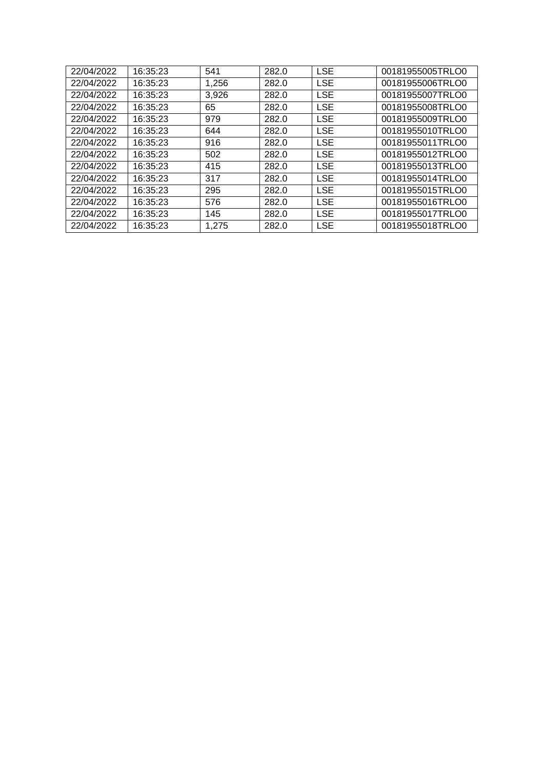| | | | | | |
|---|---|---|---|---|---|
| 22/04/2022 | 16:35:23 | 541 | 282.0 | LSE | 00181955005TRLO0 |
| 22/04/2022 | 16:35:23 | 1,256 | 282.0 | LSE | 00181955006TRLO0 |
| 22/04/2022 | 16:35:23 | 3,926 | 282.0 | LSE | 00181955007TRLO0 |
| 22/04/2022 | 16:35:23 | 65 | 282.0 | LSE | 00181955008TRLO0 |
| 22/04/2022 | 16:35:23 | 979 | 282.0 | LSE | 00181955009TRLO0 |
| 22/04/2022 | 16:35:23 | 644 | 282.0 | LSE | 00181955010TRLO0 |
| 22/04/2022 | 16:35:23 | 916 | 282.0 | LSE | 00181955011TRLO0 |
| 22/04/2022 | 16:35:23 | 502 | 282.0 | LSE | 00181955012TRLO0 |
| 22/04/2022 | 16:35:23 | 415 | 282.0 | LSE | 00181955013TRLO0 |
| 22/04/2022 | 16:35:23 | 317 | 282.0 | LSE | 00181955014TRLO0 |
| 22/04/2022 | 16:35:23 | 295 | 282.0 | LSE | 00181955015TRLO0 |
| 22/04/2022 | 16:35:23 | 576 | 282.0 | LSE | 00181955016TRLO0 |
| 22/04/2022 | 16:35:23 | 145 | 282.0 | LSE | 00181955017TRLO0 |
| 22/04/2022 | 16:35:23 | 1,275 | 282.0 | LSE | 00181955018TRLO0 |